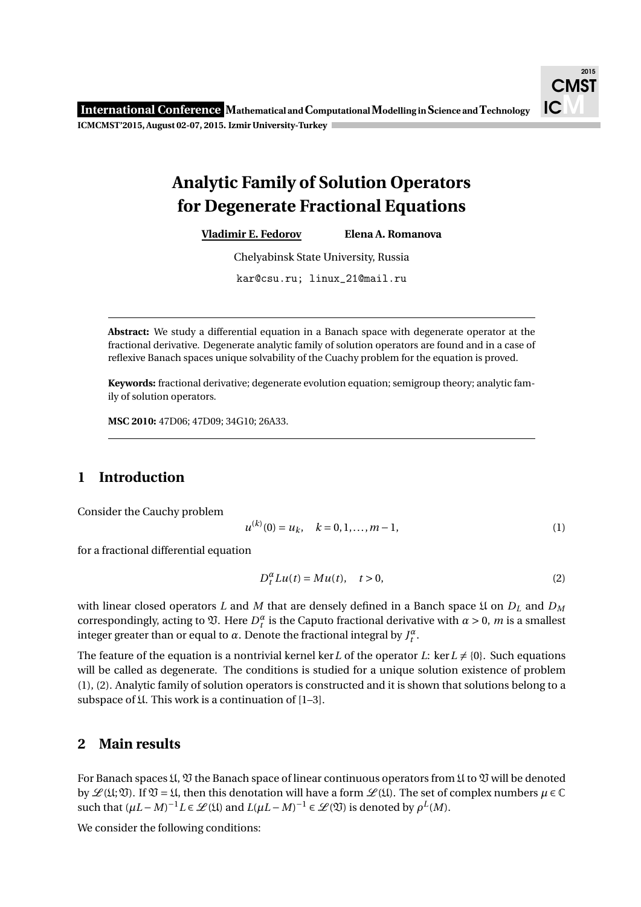# Analytic Family of Solution Operators for Degenerate Fractional Equations

**Vladimir E. Fedorov** **Elena A. Romanova**

Chelyabinsk State University, Russia

kar@csu.ru; linux_21@mail.ru

---

**Abstract:** We study a differential equation in a Banach space with degenerate operator at the fractional derivative. Degenerate analytic family of solution operators are found and in a case of reflexive Banach spaces unique solvability of the Cuachy problem for the equation is proved.

**Keywords:** fractional derivative; degenerate evolution equation; semigroup theory; analytic family of solution operators.

**MSC 2010:** 47D06; 47D09; 34G10; 26A33.

---

## 1 Introduction

Consider the Cauchy problem

$$u^{(k)}(0) = u_k, \quad k = 0, 1, \ldots, m-1, \tag{1}$$

for a fractional differential equation

$$D_t^\alpha Lu(t) = Mu(t), \quad t > 0, \tag{2}$$

with linear closed operators $L$ and $M$ that are densely defined in a Banch space $\mathfrak{U}$ on $D_L$ and $D_M$ correspondingly, acting to $\mathfrak{V}$. Here $D_t^\alpha$ is the Caputo fractional derivative with $\alpha > 0$, $m$ is a smallest integer greater than or equal to $\alpha$. Denote the fractional integral by $J_t^\alpha$.

The feature of the equation is a nontrivial kernel $\ker L$ of the operator $L$: $\ker L \neq \{0\}$. Such equations will be called as degenerate. The conditions is studied for a unique solution existence of problem (1), (2). Analytic family of solution operators is constructed and it is shown that solutions belong to a subspace of $\mathfrak{U}$. This work is a continuation of [1–3].

## 2 Main results

For Banach spaces $\mathfrak{U}$, $\mathfrak{V}$ the Banach space of linear continuous operators from $\mathfrak{U}$ to $\mathfrak{V}$ will be denoted by $\mathscr{L}(\mathfrak{U};\mathfrak{V})$. If $\mathfrak{V} = \mathfrak{U}$, then this denotation will have a form $\mathscr{L}(\mathfrak{U})$. The set of complex numbers $\mu \in \mathbb{C}$ such that $(\mu L - M)^{-1} L \in \mathscr{L}(\mathfrak{U})$ and $L(\mu L - M)^{-1} \in \mathscr{L}(\mathfrak{V})$ is denoted by $\rho^L(M)$.

We consider the following conditions: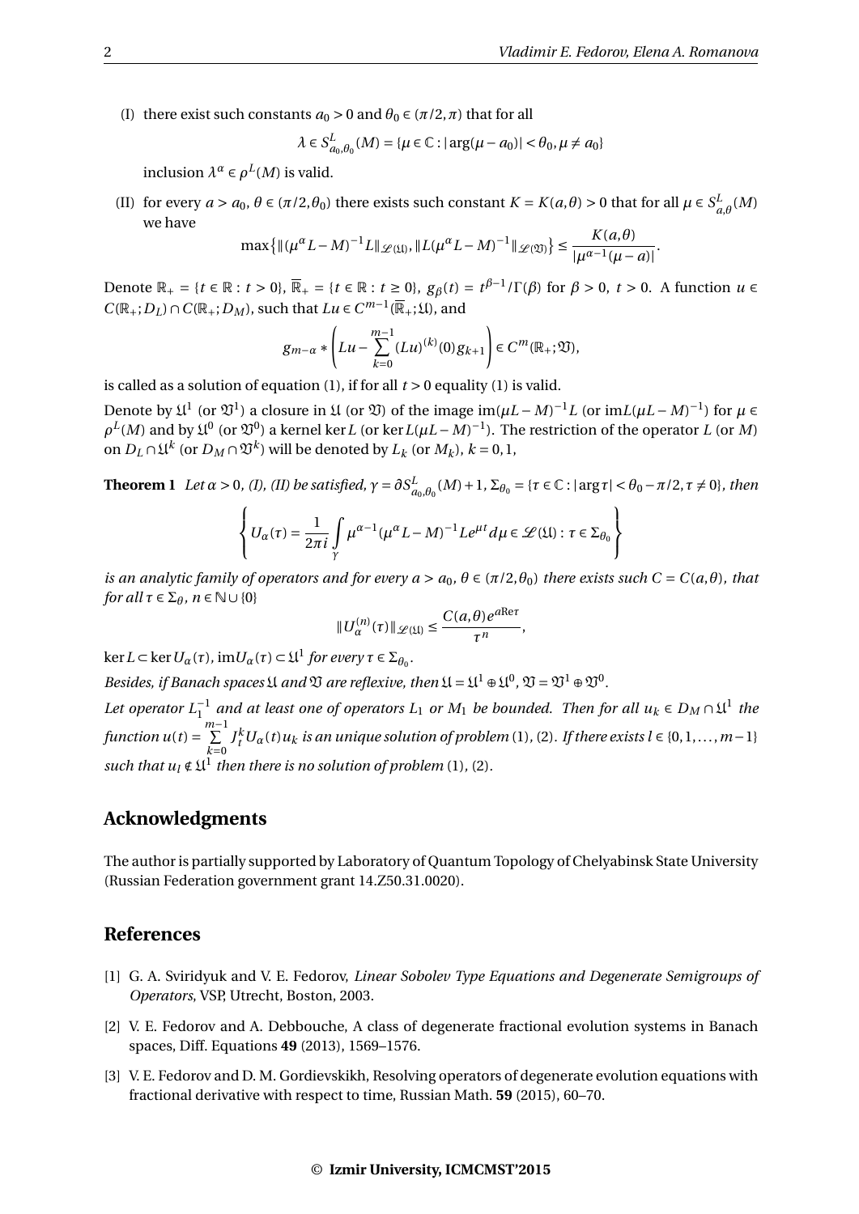(I) there exist such constants $a_0 > 0$ and $\theta_0 \in (\pi/2, \pi)$ that for all

$$\lambda \in S^L_{a_0,\theta_0}(M) = \{\mu \in \mathbb{C} : |\arg(\mu - a_0)| < \theta_0, \mu \neq a_0\}$$

inclusion $\lambda^\alpha \in \rho^L(M)$ is valid.

(II) for every $a > a_0$, $\theta \in (\pi/2, \theta_0)$ there exists such constant $K = K(a,\theta) > 0$ that for all $\mu \in S^L_{a,\theta}(M)$ we have

$$\max\{\|(\mu^\alpha L - M)^{-1}L\|_{\mathscr{L}(\mathfrak{U})}, \|L(\mu^\alpha L - M)^{-1}\|_{\mathscr{L}(\mathfrak{V})}\} \leq \frac{K(a,\theta)}{|\mu^{\alpha-1}(\mu - a)|}.$$

Denote $\mathbb{R}_+ = \{t \in \mathbb{R} : t > 0\}$, $\overline{\mathbb{R}}_+ = \{t \in \mathbb{R} : t \geq 0\}$, $g_\beta(t) = t^{\beta-1}/\Gamma(\beta)$ for $\beta > 0$, $t > 0$. A function $u \in C(\mathbb{R}_+; D_L) \cap C(\mathbb{R}_+; D_M)$, such that $Lu \in C^{m-1}(\overline{\mathbb{R}}_+; \mathfrak{U})$, and

$$g_{m-\alpha} * \left( Lu - \sum_{k=0}^{m-1} (Lu)^{(k)}(0) g_{k+1} \right) \in C^m(\mathbb{R}_+; \mathfrak{V}),$$

is called as a solution of equation (1), if for all $t > 0$ equality (1) is valid.

Denote by $\mathfrak{U}^1$ (or $\mathfrak{V}^1$) a closure in $\mathfrak{U}$ (or $\mathfrak{V}$) of the image $\mathrm{im}(\mu L - M)^{-1}L$ (or $\mathrm{im}L(\mu L - M)^{-1}$) for $\mu \in \rho^L(M)$ and by $\mathfrak{U}^0$ (or $\mathfrak{V}^0$) a kernel $\ker L$ (or $\ker L(\mu L - M)^{-1}$). The restriction of the operator $L$ (or $M$) on $D_L \cap \mathfrak{U}^k$ (or $D_M \cap \mathfrak{V}^k$) will be denoted by $L_k$ (or $M_k$), $k = 0, 1$,

**Theorem 1** *Let $\alpha > 0$, (I), (II) be satisfied, $\gamma = \partial S^L_{a_0,\theta_0}(M) + 1$, $\Sigma_{\theta_0} = \{\tau \in \mathbb{C} : |\arg \tau| < \theta_0 - \pi/2, \tau \neq 0\}$, then*

$$\left\{ U_\alpha(\tau) = \frac{1}{2\pi i} \int_\gamma \mu^{\alpha-1}(\mu^\alpha L - M)^{-1} L e^{\mu t} d\mu \in \mathscr{L}(\mathfrak{U}) : \tau \in \Sigma_{\theta_0} \right\}$$

*is an analytic family of operators and for every $a > a_0$, $\theta \in (\pi/2, \theta_0)$ there exists such $C = C(a,\theta)$, that for all $\tau \in \Sigma_\theta$, $n \in \mathbb{N} \cup \{0\}$*

$$\|U^{(n)}_\alpha(\tau)\|_{\mathscr{L}(\mathfrak{U})} \leq \frac{C(a,\theta) e^{a \mathrm{Re} \tau}}{\tau^n},$$

$\ker L \subset \ker U_\alpha(\tau)$, $\mathrm{im} U_\alpha(\tau) \subset \mathfrak{U}^1$ *for every* $\tau \in \Sigma_{\theta_0}$.

*Besides, if Banach spaces $\mathfrak{U}$ and $\mathfrak{V}$ are reflexive, then $\mathfrak{U} = \mathfrak{U}^1 \oplus \mathfrak{U}^0$, $\mathfrak{V} = \mathfrak{V}^1 \oplus \mathfrak{V}^0$.*

*Let operator $L_1^{-1}$ and at least one of operators $L_1$ or $M_1$ be bounded. Then for all $u_k \in D_M \cap \mathfrak{U}^1$ the function $u(t) = \sum_{k=0}^{m-1} J^k_t U_\alpha(t) u_k$ is an unique solution of problem* (1), (2). *If there exists $l \in \{0, 1, \ldots, m-1\}$ such that $u_l \notin \mathfrak{U}^1$ then there is no solution of problem* (1), (2).

## Acknowledgments

The author is partially supported by Laboratory of Quantum Topology of Chelyabinsk State University (Russian Federation government grant 14.Z50.31.0020).

## References

[1] G. A. Sviridyuk and V. E. Fedorov, *Linear Sobolev Type Equations and Degenerate Semigroups of Operators*, VSP, Utrecht, Boston, 2003.

[2] V. E. Fedorov and A. Debbouche, A class of degenerate fractional evolution systems in Banach spaces, Diff. Equations **49** (2013), 1569–1576.

[3] V. E. Fedorov and D. M. Gordievskikh, Resolving operators of degenerate evolution equations with fractional derivative with respect to time, Russian Math. **59** (2015), 60–70.